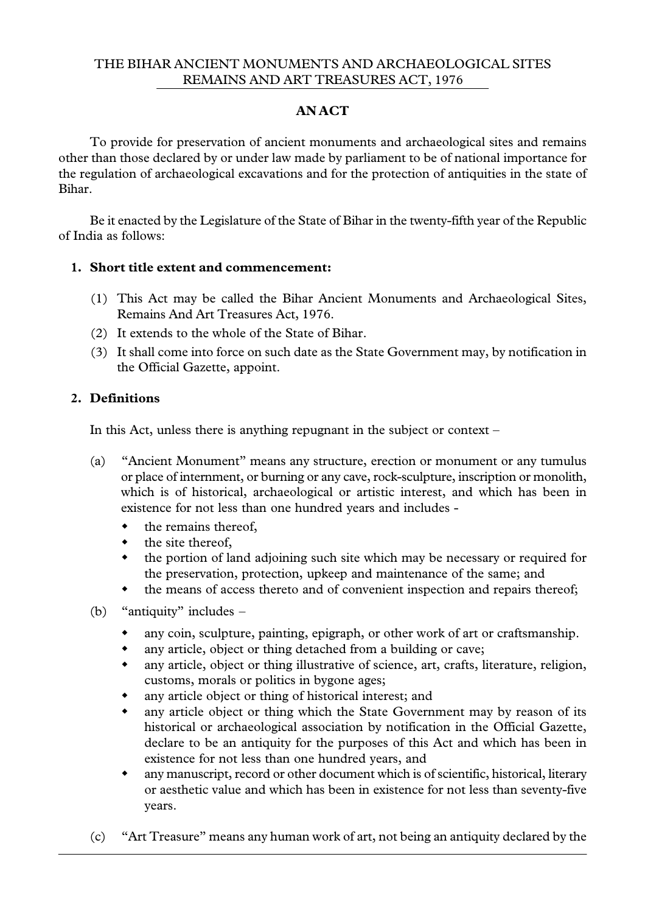# THE BIHAR ANCIENT MONUMENTS AND ARCHAEOLOGICAL SITES REMAINS AND ART TREASURES ACT, 1976

## AN ACT

To provide for preservation of ancient monuments and archaeological sites and remains other than those declared by or under law made by parliament to be of national importance for the regulation of archaeological excavations and for the protection of antiquities in the state of Bihar.

Be it enacted by the Legislature of the State of Bihar in the twenty-fifth year of the Republic of India as follows:

### 1. Short title extent and commencement:

(1) This Act may be called the Bihar Ancient Monuments and Archaeological Sites, Remains And Art Treasures Act, 1976.

(2) It extends to the whole of the State of Bihar.

(3) It shall come into force on such date as the State Government may, by notification in the Official Gazette, appoint.

### 2. Definitions

In this Act, unless there is anything repugnant in the subject or context –

(a) "Ancient Monument" means any structure, erection or monument or any tumulus or place of internment, or burning or any cave, rock-sculpture, inscription or monolith, which is of historical, archaeological or artistic interest, and which has been in existence for not less than one hundred years and includes -

- the remains thereof,
- the site thereof,
- the portion of land adjoining such site which may be necessary or required for the preservation, protection, upkeep and maintenance of the same; and
- the means of access thereto and of convenient inspection and repairs thereof;

(b) "antiquity" includes –

- any coin, sculpture, painting, epigraph, or other work of art or craftsmanship.
- any article, object or thing detached from a building or cave;
- any article, object or thing illustrative of science, art, crafts, literature, religion, customs, morals or politics in bygone ages;
- any article object or thing of historical interest; and
- any article object or thing which the State Government may by reason of its historical or archaeological association by notification in the Official Gazette, declare to be an antiquity for the purposes of this Act and which has been in existence for not less than one hundred years, and
- any manuscript, record or other document which is of scientific, historical, literary or aesthetic value and which has been in existence for not less than seventy-five years.

(c) "Art Treasure" means any human work of art, not being an antiquity declared by the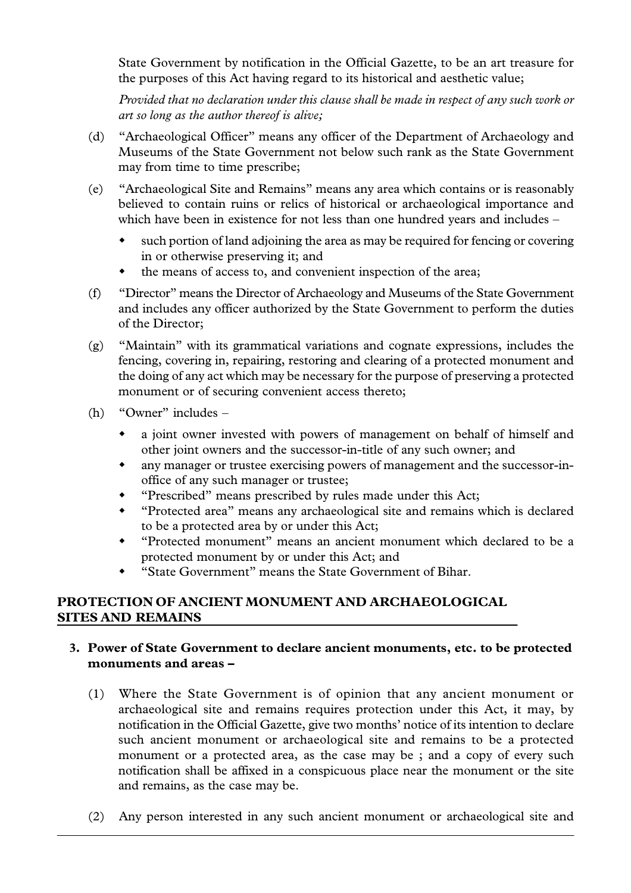State Government by notification in the Official Gazette, to be an art treasure for the purposes of this Act having regard to its historical and aesthetic value;

*Provided that no declaration under this clause shall be made in respect of any such work or art so long as the author thereof is alive;*

(d) "Archaeological Officer" means any officer of the Department of Archaeology and Museums of the State Government not below such rank as the State Government may from time to time prescribe;

(e) "Archaeological Site and Remains" means any area which contains or is reasonably believed to contain ruins or relics of historical or archaeological importance and which have been in existence for not less than one hundred years and includes –

- such portion of land adjoining the area as may be required for fencing or covering in or otherwise preserving it; and
- the means of access to, and convenient inspection of the area;

(f) "Director" means the Director of Archaeology and Museums of the State Government and includes any officer authorized by the State Government to perform the duties of the Director;

(g) "Maintain" with its grammatical variations and cognate expressions, includes the fencing, covering in, repairing, restoring and clearing of a protected monument and the doing of any act which may be necessary for the purpose of preserving a protected monument or of securing convenient access thereto;

(h) "Owner" includes –

- a joint owner invested with powers of management on behalf of himself and other joint owners and the successor-in-title of any such owner; and
- any manager or trustee exercising powers of management and the successor-in-office of any such manager or trustee;
- "Prescribed" means prescribed by rules made under this Act;
- "Protected area" means any archaeological site and remains which is declared to be a protected area by or under this Act;
- "Protected monument" means an ancient monument which declared to be a protected monument by or under this Act; and
- "State Government" means the State Government of Bihar.

## PROTECTION OF ANCIENT MONUMENT AND ARCHAEOLOGICAL SITES AND REMAINS

**3. Power of State Government to declare ancient monuments, etc. to be protected monuments and areas –**

(1) Where the State Government is of opinion that any ancient monument or archaeological site and remains requires protection under this Act, it may, by notification in the Official Gazette, give two months' notice of its intention to declare such ancient monument or archaeological site and remains to be a protected monument or a protected area, as the case may be ; and a copy of every such notification shall be affixed in a conspicuous place near the monument or the site and remains, as the case may be.

(2) Any person interested in any such ancient monument or archaeological site and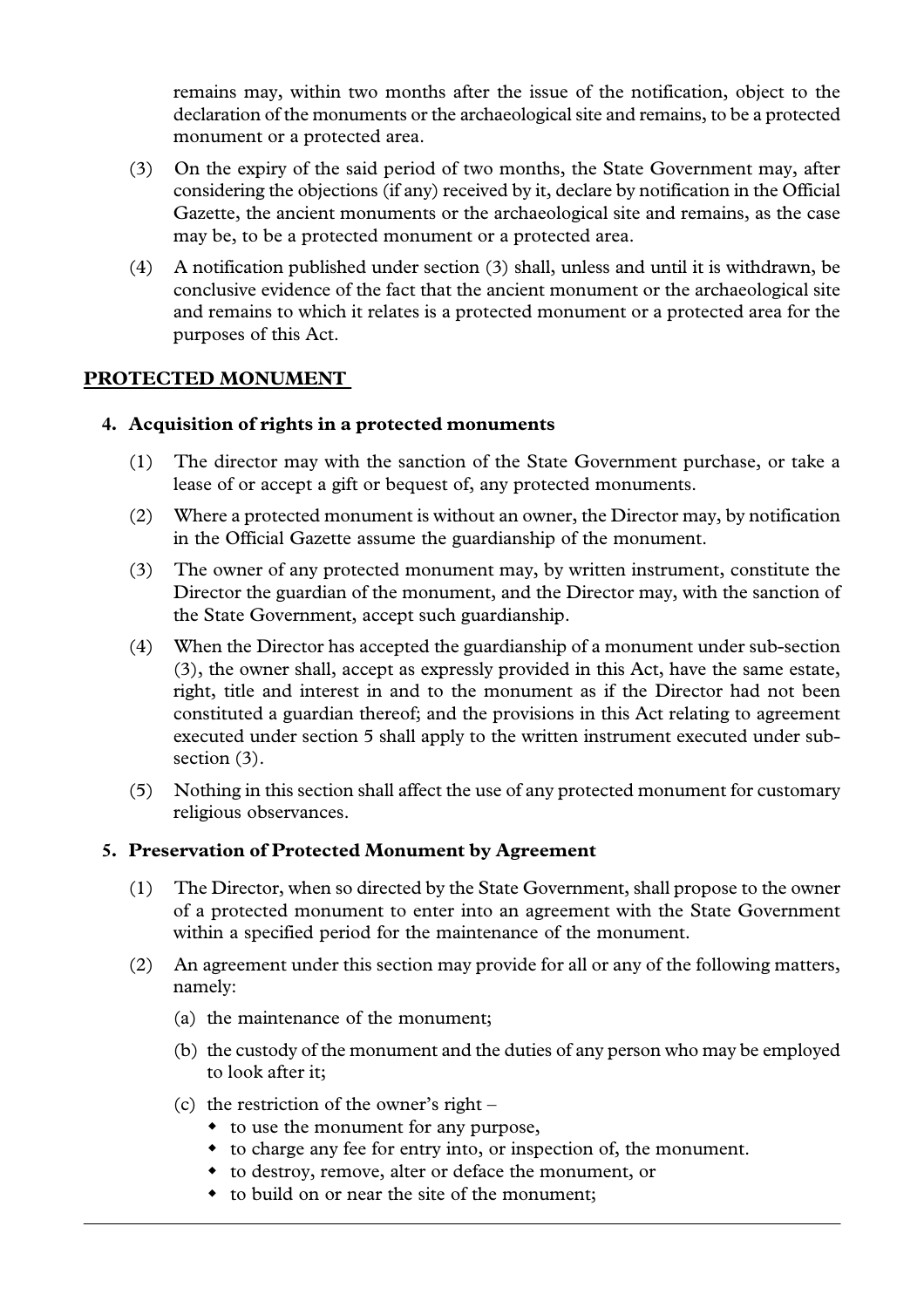remains may, within two months after the issue of the notification, object to the declaration of the monuments or the archaeological site and remains, to be a protected monument or a protected area.

(3) On the expiry of the said period of two months, the State Government may, after considering the objections (if any) received by it, declare by notification in the Official Gazette, the ancient monuments or the archaeological site and remains, as the case may be, to be a protected monument or a protected area.

(4) A notification published under section (3) shall, unless and until it is withdrawn, be conclusive evidence of the fact that the ancient monument or the archaeological site and remains to which it relates is a protected monument or a protected area for the purposes of this Act.

## PROTECTED MONUMENT

### 4. Acquisition of rights in a protected monuments

(1) The director may with the sanction of the State Government purchase, or take a lease of or accept a gift or bequest of, any protected monuments.

(2) Where a protected monument is without an owner, the Director may, by notification in the Official Gazette assume the guardianship of the monument.

(3) The owner of any protected monument may, by written instrument, constitute the Director the guardian of the monument, and the Director may, with the sanction of the State Government, accept such guardianship.

(4) When the Director has accepted the guardianship of a monument under sub-section (3), the owner shall, accept as expressly provided in this Act, have the same estate, right, title and interest in and to the monument as if the Director had not been constituted a guardian thereof; and the provisions in this Act relating to agreement executed under section 5 shall apply to the written instrument executed under sub-section (3).

(5) Nothing in this section shall affect the use of any protected monument for customary religious observances.

### 5. Preservation of Protected Monument by Agreement

(1) The Director, when so directed by the State Government, shall propose to the owner of a protected monument to enter into an agreement with the State Government within a specified period for the maintenance of the monument.

(2) An agreement under this section may provide for all or any of the following matters, namely:

(a) the maintenance of the monument;

(b) the custody of the monument and the duties of any person who may be employed to look after it;

(c) the restriction of the owner's right –
- to use the monument for any purpose,
- to charge any fee for entry into, or inspection of, the monument.
- to destroy, remove, alter or deface the monument, or
- to build on or near the site of the monument;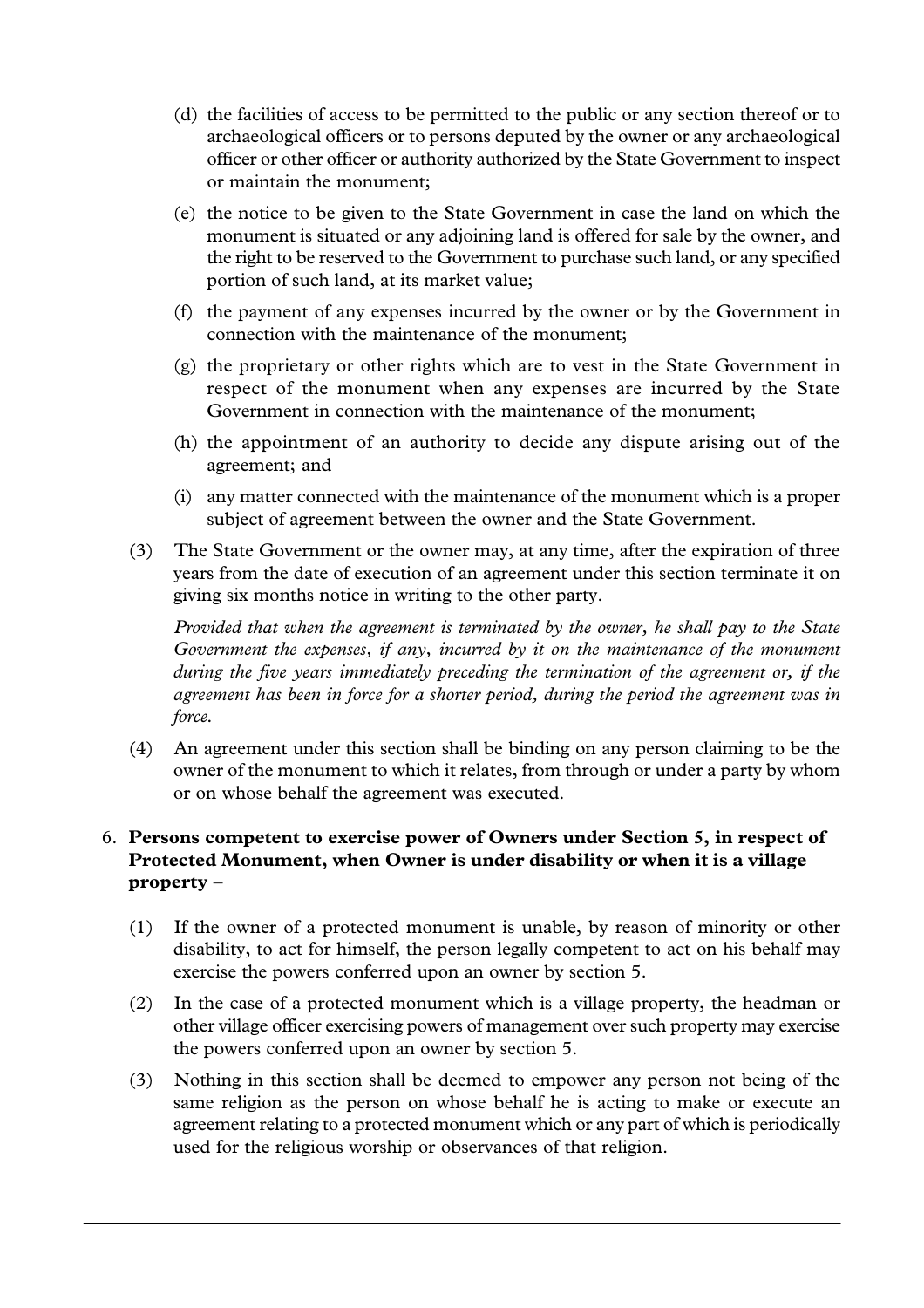(d) the facilities of access to be permitted to the public or any section thereof or to archaeological officers or to persons deputed by the owner or any archaeological officer or other officer or authority authorized by the State Government to inspect or maintain the monument;

(e) the notice to be given to the State Government in case the land on which the monument is situated or any adjoining land is offered for sale by the owner, and the right to be reserved to the Government to purchase such land, or any specified portion of such land, at its market value;

(f) the payment of any expenses incurred by the owner or by the Government in connection with the maintenance of the monument;

(g) the proprietary or other rights which are to vest in the State Government in respect of the monument when any expenses are incurred by the State Government in connection with the maintenance of the monument;

(h) the appointment of an authority to decide any dispute arising out of the agreement; and

(i) any matter connected with the maintenance of the monument which is a proper subject of agreement between the owner and the State Government.

(3) The State Government or the owner may, at any time, after the expiration of three years from the date of execution of an agreement under this section terminate it on giving six months notice in writing to the other party.

*Provided that when the agreement is terminated by the owner, he shall pay to the State Government the expenses, if any, incurred by it on the maintenance of the monument during the five years immediately preceding the termination of the agreement or, if the agreement has been in force for a shorter period, during the period the agreement was in force.*

(4) An agreement under this section shall be binding on any person claiming to be the owner of the monument to which it relates, from through or under a party by whom or on whose behalf the agreement was executed.

6. **Persons competent to exercise power of Owners under Section 5, in respect of Protected Monument, when Owner is under disability or when it is a village property** –

(1) If the owner of a protected monument is unable, by reason of minority or other disability, to act for himself, the person legally competent to act on his behalf may exercise the powers conferred upon an owner by section 5.

(2) In the case of a protected monument which is a village property, the headman or other village officer exercising powers of management over such property may exercise the powers conferred upon an owner by section 5.

(3) Nothing in this section shall be deemed to empower any person not being of the same religion as the person on whose behalf he is acting to make or execute an agreement relating to a protected monument which or any part of which is periodically used for the religious worship or observances of that religion.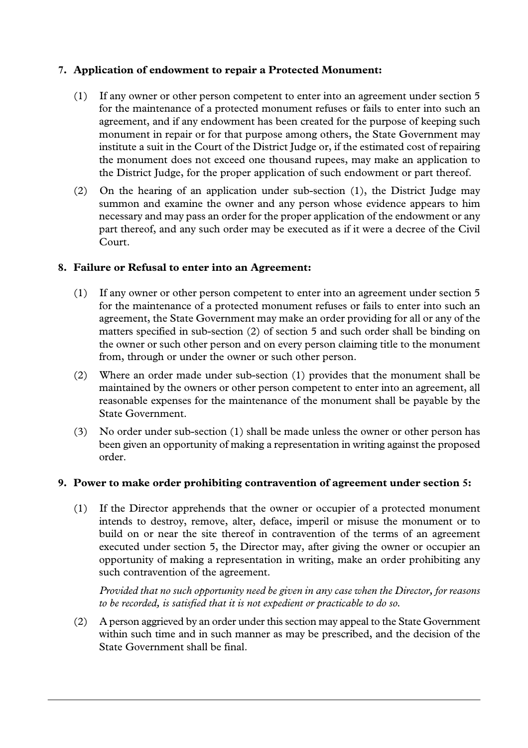## 7. Application of endowment to repair a Protected Monument:

(1) If any owner or other person competent to enter into an agreement under section 5 for the maintenance of a protected monument refuses or fails to enter into such an agreement, and if any endowment has been created for the purpose of keeping such monument in repair or for that purpose among others, the State Government may institute a suit in the Court of the District Judge or, if the estimated cost of repairing the monument does not exceed one thousand rupees, may make an application to the District Judge, for the proper application of such endowment or part thereof.

(2) On the hearing of an application under sub-section (1), the District Judge may summon and examine the owner and any person whose evidence appears to him necessary and may pass an order for the proper application of the endowment or any part thereof, and any such order may be executed as if it were a decree of the Civil Court.

## 8. Failure or Refusal to enter into an Agreement:

(1) If any owner or other person competent to enter into an agreement under section 5 for the maintenance of a protected monument refuses or fails to enter into such an agreement, the State Government may make an order providing for all or any of the matters specified in sub-section (2) of section 5 and such order shall be binding on the owner or such other person and on every person claiming title to the monument from, through or under the owner or such other person.

(2) Where an order made under sub-section (1) provides that the monument shall be maintained by the owners or other person competent to enter into an agreement, all reasonable expenses for the maintenance of the monument shall be payable by the State Government.

(3) No order under sub-section (1) shall be made unless the owner or other person has been given an opportunity of making a representation in writing against the proposed order.

## 9. Power to make order prohibiting contravention of agreement under section 5:

(1) If the Director apprehends that the owner or occupier of a protected monument intends to destroy, remove, alter, deface, imperil or misuse the monument or to build on or near the site thereof in contravention of the terms of an agreement executed under section 5, the Director may, after giving the owner or occupier an opportunity of making a representation in writing, make an order prohibiting any such contravention of the agreement.

*Provided that no such opportunity need be given in any case when the Director, for reasons to be recorded, is satisfied that it is not expedient or practicable to do so.*

(2) A person aggrieved by an order under this section may appeal to the State Government within such time and in such manner as may be prescribed, and the decision of the State Government shall be final.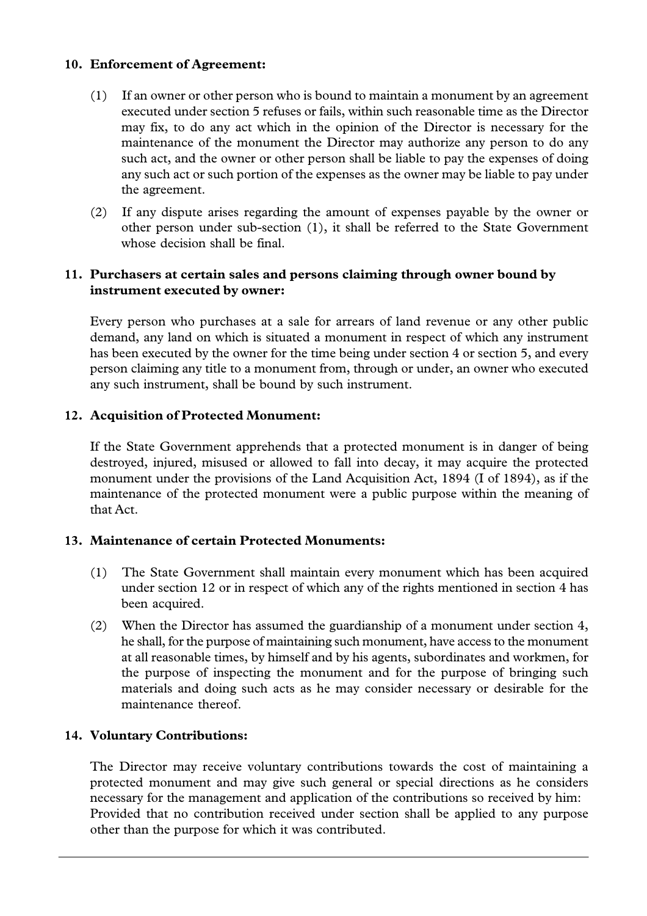**10. Enforcement of Agreement:**

(1) If an owner or other person who is bound to maintain a monument by an agreement executed under section 5 refuses or fails, within such reasonable time as the Director may fix, to do any act which in the opinion of the Director is necessary for the maintenance of the monument the Director may authorize any person to do any such act, and the owner or other person shall be liable to pay the expenses of doing any such act or such portion of the expenses as the owner may be liable to pay under the agreement.

(2) If any dispute arises regarding the amount of expenses payable by the owner or other person under sub-section (1), it shall be referred to the State Government whose decision shall be final.

**11. Purchasers at certain sales and persons claiming through owner bound by instrument executed by owner:**

Every person who purchases at a sale for arrears of land revenue or any other public demand, any land on which is situated a monument in respect of which any instrument has been executed by the owner for the time being under section 4 or section 5, and every person claiming any title to a monument from, through or under, an owner who executed any such instrument, shall be bound by such instrument.

**12. Acquisition of Protected Monument:**

If the State Government apprehends that a protected monument is in danger of being destroyed, injured, misused or allowed to fall into decay, it may acquire the protected monument under the provisions of the Land Acquisition Act, 1894 (I of 1894), as if the maintenance of the protected monument were a public purpose within the meaning of that Act.

**13. Maintenance of certain Protected Monuments:**

(1) The State Government shall maintain every monument which has been acquired under section 12 or in respect of which any of the rights mentioned in section 4 has been acquired.

(2) When the Director has assumed the guardianship of a monument under section 4, he shall, for the purpose of maintaining such monument, have access to the monument at all reasonable times, by himself and by his agents, subordinates and workmen, for the purpose of inspecting the monument and for the purpose of bringing such materials and doing such acts as he may consider necessary or desirable for the maintenance thereof.

**14. Voluntary Contributions:**

The Director may receive voluntary contributions towards the cost of maintaining a protected monument and may give such general or special directions as he considers necessary for the management and application of the contributions so received by him:
Provided that no contribution received under section shall be applied to any purpose other than the purpose for which it was contributed.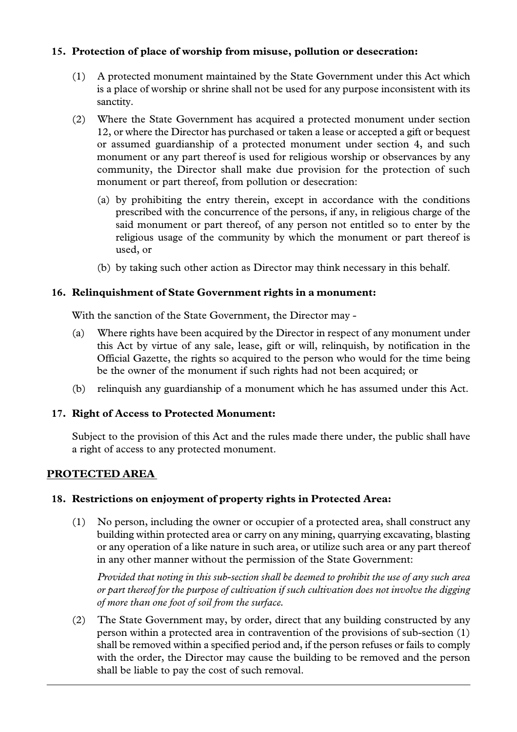### 15. Protection of place of worship from misuse, pollution or desecration:

(1) A protected monument maintained by the State Government under this Act which is a place of worship or shrine shall not be used for any purpose inconsistent with its sanctity.

(2) Where the State Government has acquired a protected monument under section 12, or where the Director has purchased or taken a lease or accepted a gift or bequest or assumed guardianship of a protected monument under section 4, and such monument or any part thereof is used for religious worship or observances by any community, the Director shall make due provision for the protection of such monument or part thereof, from pollution or desecration:

(a) by prohibiting the entry therein, except in accordance with the conditions prescribed with the concurrence of the persons, if any, in religious charge of the said monument or part thereof, of any person not entitled so to enter by the religious usage of the community by which the monument or part thereof is used, or

(b) by taking such other action as Director may think necessary in this behalf.

### 16. Relinquishment of State Government rights in a monument:

With the sanction of the State Government, the Director may -

(a) Where rights have been acquired by the Director in respect of any monument under this Act by virtue of any sale, lease, gift or will, relinquish, by notification in the Official Gazette, the rights so acquired to the person who would for the time being be the owner of the monument if such rights had not been acquired; or

(b) relinquish any guardianship of a monument which he has assumed under this Act.

### 17. Right of Access to Protected Monument:

Subject to the provision of this Act and the rules made there under, the public shall have a right of access to any protected monument.

## PROTECTED AREA

### 18. Restrictions on enjoyment of property rights in Protected Area:

(1) No person, including the owner or occupier of a protected area, shall construct any building within protected area or carry on any mining, quarrying excavating, blasting or any operation of a like nature in such area, or utilize such area or any part thereof in any other manner without the permission of the State Government:

*Provided that noting in this sub-section shall be deemed to prohibit the use of any such area or part thereof for the purpose of cultivation if such cultivation does not involve the digging of more than one foot of soil from the surface.*

(2) The State Government may, by order, direct that any building constructed by any person within a protected area in contravention of the provisions of sub-section (1) shall be removed within a specified period and, if the person refuses or fails to comply with the order, the Director may cause the building to be removed and the person shall be liable to pay the cost of such removal.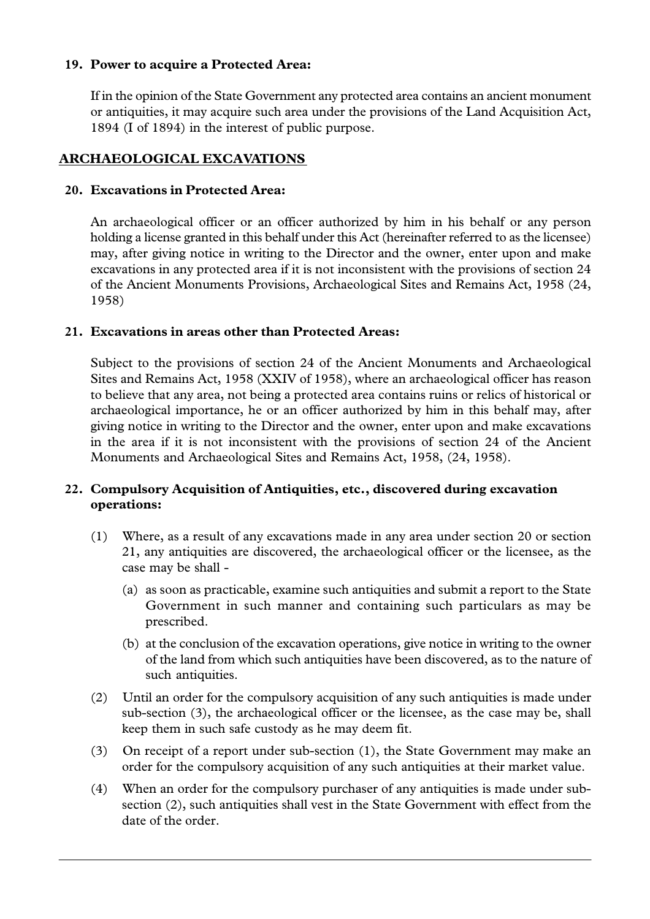### 19. Power to acquire a Protected Area:

If in the opinion of the State Government any protected area contains an ancient monument or antiquities, it may acquire such area under the provisions of the Land Acquisition Act, 1894 (I of 1894) in the interest of public purpose.

## ARCHAEOLOGICAL EXCAVATIONS

### 20. Excavations in Protected Area:

An archaeological officer or an officer authorized by him in his behalf or any person holding a license granted in this behalf under this Act (hereinafter referred to as the licensee) may, after giving notice in writing to the Director and the owner, enter upon and make excavations in any protected area if it is not inconsistent with the provisions of section 24 of the Ancient Monuments Provisions, Archaeological Sites and Remains Act, 1958 (24, 1958)

### 21. Excavations in areas other than Protected Areas:

Subject to the provisions of section 24 of the Ancient Monuments and Archaeological Sites and Remains Act, 1958 (XXIV of 1958), where an archaeological officer has reason to believe that any area, not being a protected area contains ruins or relics of historical or archaeological importance, he or an officer authorized by him in this behalf may, after giving notice in writing to the Director and the owner, enter upon and make excavations in the area if it is not inconsistent with the provisions of section 24 of the Ancient Monuments and Archaeological Sites and Remains Act, 1958, (24, 1958).

### 22. Compulsory Acquisition of Antiquities, etc., discovered during excavation operations:

(1) Where, as a result of any excavations made in any area under section 20 or section 21, any antiquities are discovered, the archaeological officer or the licensee, as the case may be shall -

   (a) as soon as practicable, examine such antiquities and submit a report to the State Government in such manner and containing such particulars as may be prescribed.

   (b) at the conclusion of the excavation operations, give notice in writing to the owner of the land from which such antiquities have been discovered, as to the nature of such antiquities.

(2) Until an order for the compulsory acquisition of any such antiquities is made under sub-section (3), the archaeological officer or the licensee, as the case may be, shall keep them in such safe custody as he may deem fit.

(3) On receipt of a report under sub-section (1), the State Government may make an order for the compulsory acquisition of any such antiquities at their market value.

(4) When an order for the compulsory purchaser of any antiquities is made under sub-section (2), such antiquities shall vest in the State Government with effect from the date of the order.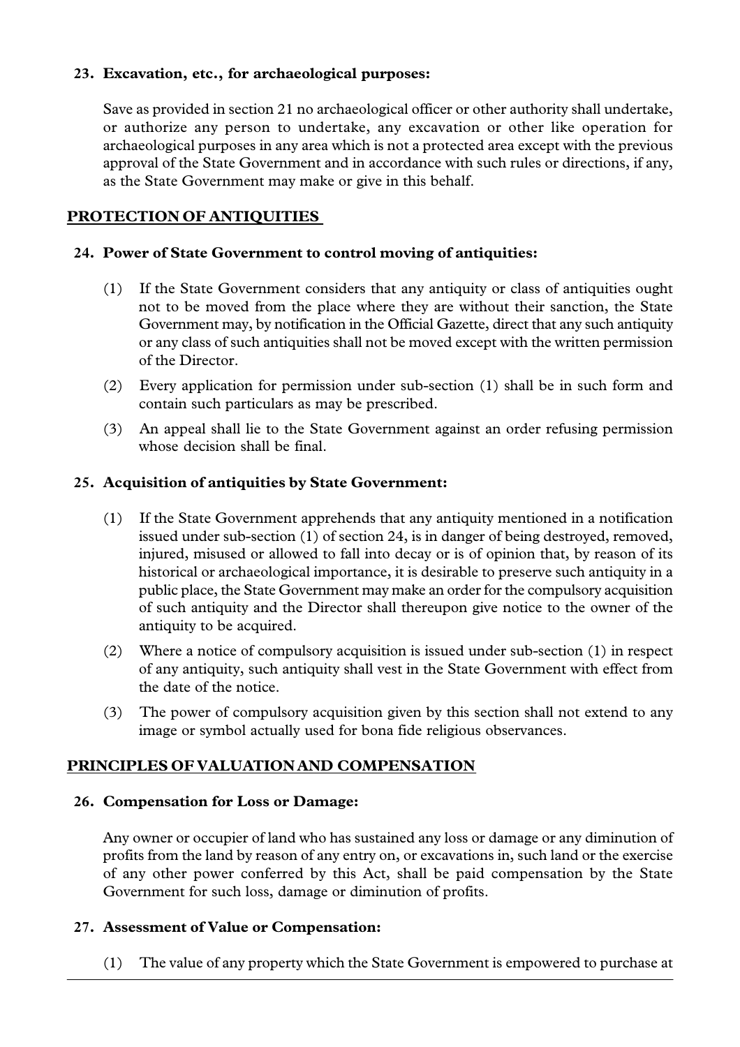**23. Excavation, etc., for archaeological purposes:**

Save as provided in section 21 no archaeological officer or other authority shall undertake, or authorize any person to undertake, any excavation or other like operation for archaeological purposes in any area which is not a protected area except with the previous approval of the State Government and in accordance with such rules or directions, if any, as the State Government may make or give in this behalf.

## PROTECTION OF ANTIQUITIES

**24. Power of State Government to control moving of antiquities:**

(1) If the State Government considers that any antiquity or class of antiquities ought not to be moved from the place where they are without their sanction, the State Government may, by notification in the Official Gazette, direct that any such antiquity or any class of such antiquities shall not be moved except with the written permission of the Director.

(2) Every application for permission under sub-section (1) shall be in such form and contain such particulars as may be prescribed.

(3) An appeal shall lie to the State Government against an order refusing permission whose decision shall be final.

**25. Acquisition of antiquities by State Government:**

(1) If the State Government apprehends that any antiquity mentioned in a notification issued under sub-section (1) of section 24, is in danger of being destroyed, removed, injured, misused or allowed to fall into decay or is of opinion that, by reason of its historical or archaeological importance, it is desirable to preserve such antiquity in a public place, the State Government may make an order for the compulsory acquisition of such antiquity and the Director shall thereupon give notice to the owner of the antiquity to be acquired.

(2) Where a notice of compulsory acquisition is issued under sub-section (1) in respect of any antiquity, such antiquity shall vest in the State Government with effect from the date of the notice.

(3) The power of compulsory acquisition given by this section shall not extend to any image or symbol actually used for bona fide religious observances.

## PRINCIPLES OF VALUATION AND COMPENSATION

**26. Compensation for Loss or Damage:**

Any owner or occupier of land who has sustained any loss or damage or any diminution of profits from the land by reason of any entry on, or excavations in, such land or the exercise of any other power conferred by this Act, shall be paid compensation by the State Government for such loss, damage or diminution of profits.

**27. Assessment of Value or Compensation:**

(1) The value of any property which the State Government is empowered to purchase at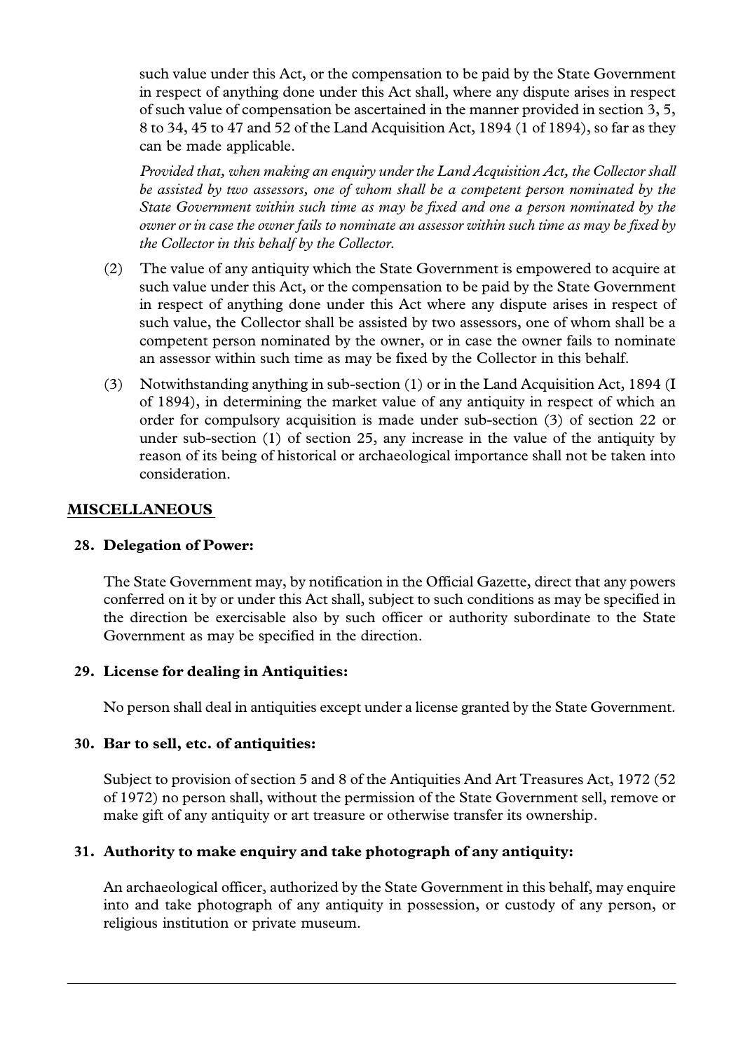such value under this Act, or the compensation to be paid by the State Government in respect of anything done under this Act shall, where any dispute arises in respect of such value of compensation be ascertained in the manner provided in section 3, 5, 8 to 34, 45 to 47 and 52 of the Land Acquisition Act, 1894 (1 of 1894), so far as they can be made applicable.

*Provided that, when making an enquiry under the Land Acquisition Act, the Collector shall be assisted by two assessors, one of whom shall be a competent person nominated by the State Government within such time as may be fixed and one a person nominated by the owner or in case the owner fails to nominate an assessor within such time as may be fixed by the Collector in this behalf by the Collector.*

(2) The value of any antiquity which the State Government is empowered to acquire at such value under this Act, or the compensation to be paid by the State Government in respect of anything done under this Act where any dispute arises in respect of such value, the Collector shall be assisted by two assessors, one of whom shall be a competent person nominated by the owner, or in case the owner fails to nominate an assessor within such time as may be fixed by the Collector in this behalf.

(3) Notwithstanding anything in sub-section (1) or in the Land Acquisition Act, 1894 (I of 1894), in determining the market value of any antiquity in respect of which an order for compulsory acquisition is made under sub-section (3) of section 22 or under sub-section (1) of section 25, any increase in the value of the antiquity by reason of its being of historical or archaeological importance shall not be taken into consideration.

## MISCELLANEOUS

### 28. Delegation of Power:

The State Government may, by notification in the Official Gazette, direct that any powers conferred on it by or under this Act shall, subject to such conditions as may be specified in the direction be exercisable also by such officer or authority subordinate to the State Government as may be specified in the direction.

### 29. License for dealing in Antiquities:

No person shall deal in antiquities except under a license granted by the State Government.

### 30. Bar to sell, etc. of antiquities:

Subject to provision of section 5 and 8 of the Antiquities And Art Treasures Act, 1972 (52 of 1972) no person shall, without the permission of the State Government sell, remove or make gift of any antiquity or art treasure or otherwise transfer its ownership.

### 31. Authority to make enquiry and take photograph of any antiquity:

An archaeological officer, authorized by the State Government in this behalf, may enquire into and take photograph of any antiquity in possession, or custody of any person, or religious institution or private museum.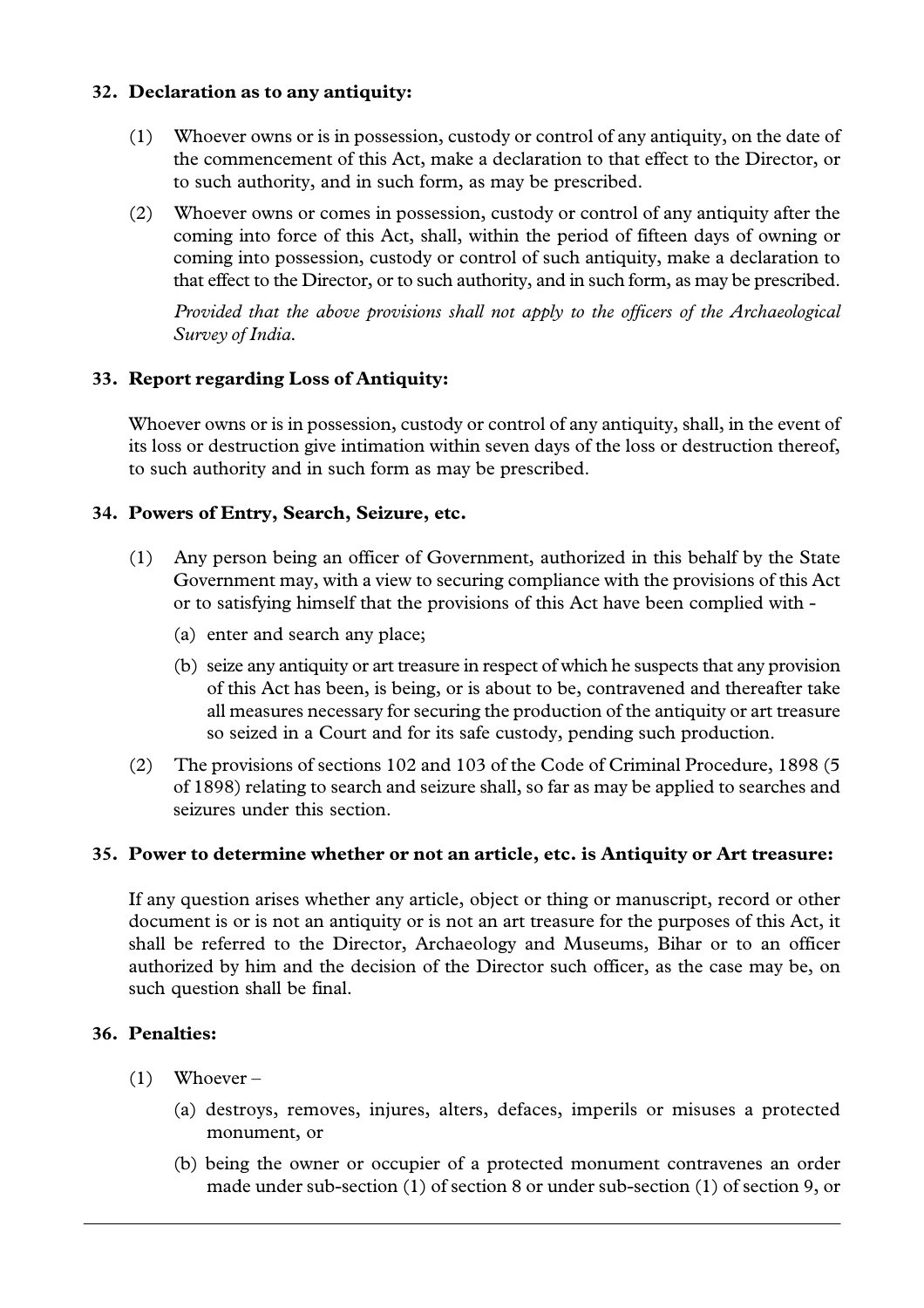### 32. Declaration as to any antiquity:

(1) Whoever owns or is in possession, custody or control of any antiquity, on the date of the commencement of this Act, make a declaration to that effect to the Director, or to such authority, and in such form, as may be prescribed.

(2) Whoever owns or comes in possession, custody or control of any antiquity after the coming into force of this Act, shall, within the period of fifteen days of owning or coming into possession, custody or control of such antiquity, make a declaration to that effect to the Director, or to such authority, and in such form, as may be prescribed.

*Provided that the above provisions shall not apply to the officers of the Archaeological Survey of India.*

### 33. Report regarding Loss of Antiquity:

Whoever owns or is in possession, custody or control of any antiquity, shall, in the event of its loss or destruction give intimation within seven days of the loss or destruction thereof, to such authority and in such form as may be prescribed.

### 34. Powers of Entry, Search, Seizure, etc.

(1) Any person being an officer of Government, authorized in this behalf by the State Government may, with a view to securing compliance with the provisions of this Act or to satisfying himself that the provisions of this Act have been complied with -

- (a) enter and search any place;
- (b) seize any antiquity or art treasure in respect of which he suspects that any provision of this Act has been, is being, or is about to be, contravened and thereafter take all measures necessary for securing the production of the antiquity or art treasure so seized in a Court and for its safe custody, pending such production.

(2) The provisions of sections 102 and 103 of the Code of Criminal Procedure, 1898 (5 of 1898) relating to search and seizure shall, so far as may be applied to searches and seizures under this section.

### 35. Power to determine whether or not an article, etc. is Antiquity or Art treasure:

If any question arises whether any article, object or thing or manuscript, record or other document is or is not an antiquity or is not an art treasure for the purposes of this Act, it shall be referred to the Director, Archaeology and Museums, Bihar or to an officer authorized by him and the decision of the Director such officer, as the case may be, on such question shall be final.

### 36. Penalties:

(1) Whoever –

- (a) destroys, removes, injures, alters, defaces, imperils or misuses a protected monument, or
- (b) being the owner or occupier of a protected monument contravenes an order made under sub-section (1) of section 8 or under sub-section (1) of section 9, or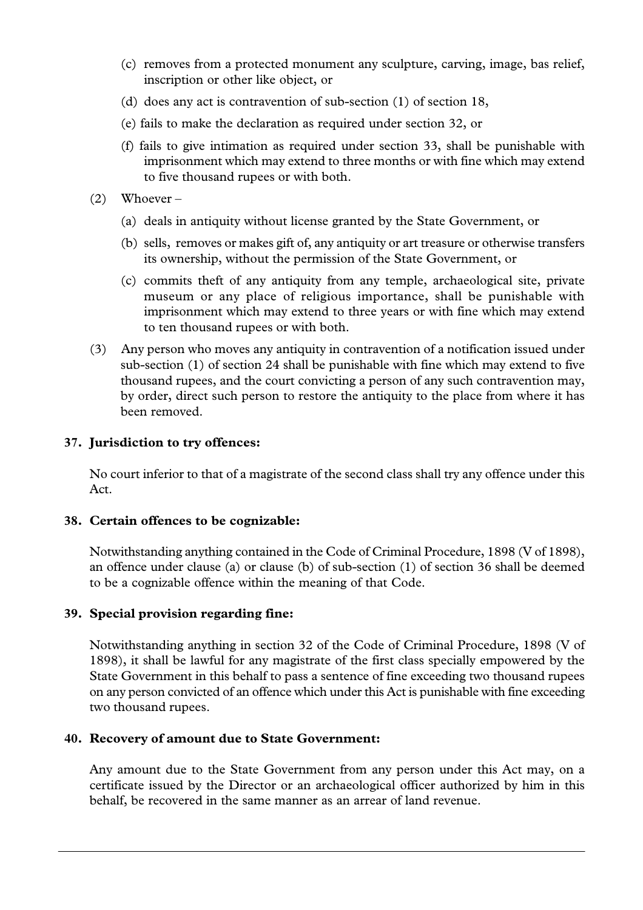(c) removes from a protected monument any sculpture, carving, image, bas relief, inscription or other like object, or

(d) does any act is contravention of sub-section (1) of section 18,

(e) fails to make the declaration as required under section 32, or

(f) fails to give intimation as required under section 33, shall be punishable with imprisonment which may extend to three months or with fine which may extend to five thousand rupees or with both.

(2) Whoever –

(a) deals in antiquity without license granted by the State Government, or

(b) sells, removes or makes gift of, any antiquity or art treasure or otherwise transfers its ownership, without the permission of the State Government, or

(c) commits theft of any antiquity from any temple, archaeological site, private museum or any place of religious importance, shall be punishable with imprisonment which may extend to three years or with fine which may extend to ten thousand rupees or with both.

(3) Any person who moves any antiquity in contravention of a notification issued under sub-section (1) of section 24 shall be punishable with fine which may extend to five thousand rupees, and the court convicting a person of any such contravention may, by order, direct such person to restore the antiquity to the place from where it has been removed.

**37. Jurisdiction to try offences:**

No court inferior to that of a magistrate of the second class shall try any offence under this Act.

**38. Certain offences to be cognizable:**

Notwithstanding anything contained in the Code of Criminal Procedure, 1898 (V of 1898), an offence under clause (a) or clause (b) of sub-section (1) of section 36 shall be deemed to be a cognizable offence within the meaning of that Code.

**39. Special provision regarding fine:**

Notwithstanding anything in section 32 of the Code of Criminal Procedure, 1898 (V of 1898), it shall be lawful for any magistrate of the first class specially empowered by the State Government in this behalf to pass a sentence of fine exceeding two thousand rupees on any person convicted of an offence which under this Act is punishable with fine exceeding two thousand rupees.

**40. Recovery of amount due to State Government:**

Any amount due to the State Government from any person under this Act may, on a certificate issued by the Director or an archaeological officer authorized by him in this behalf, be recovered in the same manner as an arrear of land revenue.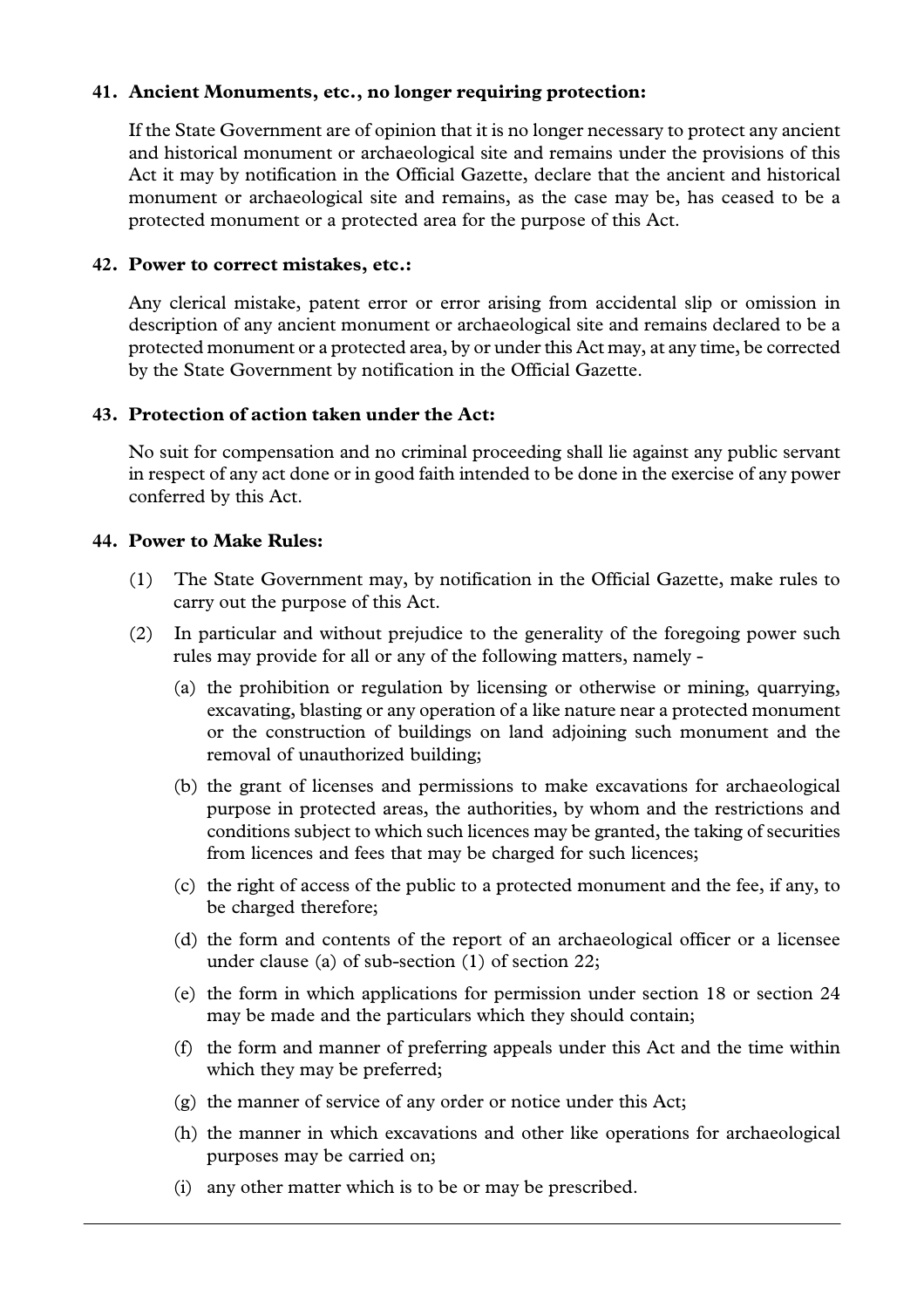**41. Ancient Monuments, etc., no longer requiring protection:**

If the State Government are of opinion that it is no longer necessary to protect any ancient and historical monument or archaeological site and remains under the provisions of this Act it may by notification in the Official Gazette, declare that the ancient and historical monument or archaeological site and remains, as the case may be, has ceased to be a protected monument or a protected area for the purpose of this Act.

**42. Power to correct mistakes, etc.:**

Any clerical mistake, patent error or error arising from accidental slip or omission in description of any ancient monument or archaeological site and remains declared to be a protected monument or a protected area, by or under this Act may, at any time, be corrected by the State Government by notification in the Official Gazette.

**43. Protection of action taken under the Act:**

No suit for compensation and no criminal proceeding shall lie against any public servant in respect of any act done or in good faith intended to be done in the exercise of any power conferred by this Act.

**44. Power to Make Rules:**

(1) The State Government may, by notification in the Official Gazette, make rules to carry out the purpose of this Act.

(2) In particular and without prejudice to the generality of the foregoing power such rules may provide for all or any of the following matters, namely -

(a) the prohibition or regulation by licensing or otherwise or mining, quarrying, excavating, blasting or any operation of a like nature near a protected monument or the construction of buildings on land adjoining such monument and the removal of unauthorized building;

(b) the grant of licenses and permissions to make excavations for archaeological purpose in protected areas, the authorities, by whom and the restrictions and conditions subject to which such licences may be granted, the taking of securities from licences and fees that may be charged for such licences;

(c) the right of access of the public to a protected monument and the fee, if any, to be charged therefore;

(d) the form and contents of the report of an archaeological officer or a licensee under clause (a) of sub-section (1) of section 22;

(e) the form in which applications for permission under section 18 or section 24 may be made and the particulars which they should contain;

(f) the form and manner of preferring appeals under this Act and the time within which they may be preferred;

(g) the manner of service of any order or notice under this Act;

(h) the manner in which excavations and other like operations for archaeological purposes may be carried on;

(i) any other matter which is to be or may be prescribed.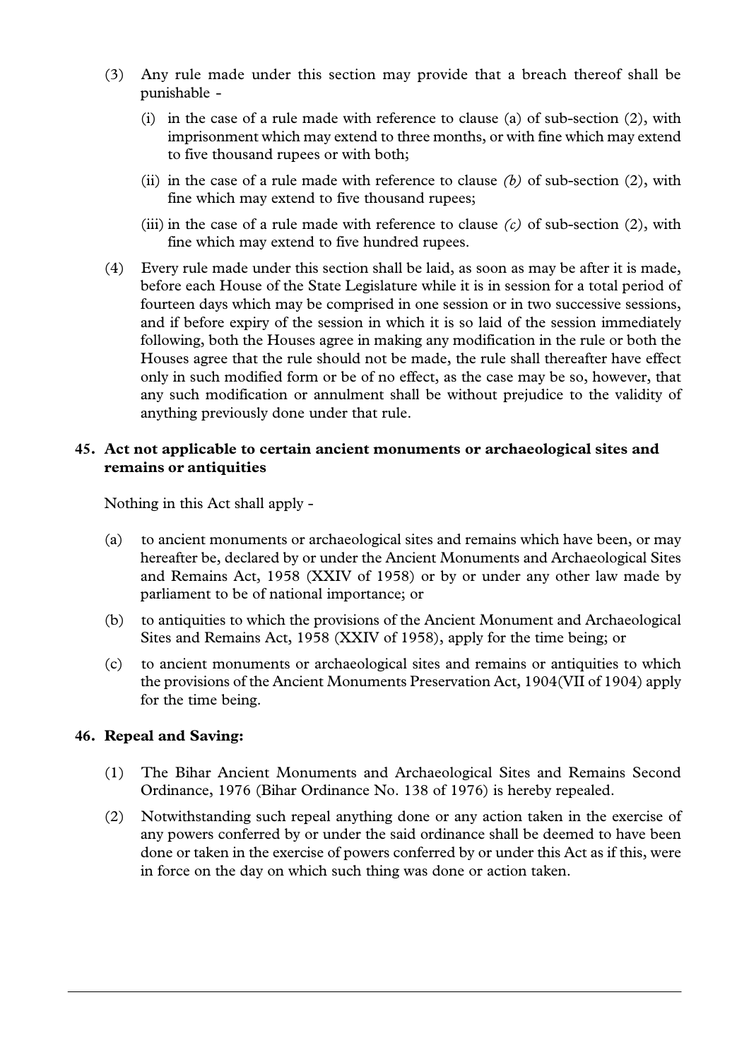(3) Any rule made under this section may provide that a breach thereof shall be punishable -

(i) in the case of a rule made with reference to clause (a) of sub-section (2), with imprisonment which may extend to three months, or with fine which may extend to five thousand rupees or with both;

(ii) in the case of a rule made with reference to clause *(b)* of sub-section (2), with fine which may extend to five thousand rupees;

(iii) in the case of a rule made with reference to clause *(c)* of sub-section (2), with fine which may extend to five hundred rupees.

(4) Every rule made under this section shall be laid, as soon as may be after it is made, before each House of the State Legislature while it is in session for a total period of fourteen days which may be comprised in one session or in two successive sessions, and if before expiry of the session in which it is so laid of the session immediately following, both the Houses agree in making any modification in the rule or both the Houses agree that the rule should not be made, the rule shall thereafter have effect only in such modified form or be of no effect, as the case may be so, however, that any such modification or annulment shall be without prejudice to the validity of anything previously done under that rule.

**45. Act not applicable to certain ancient monuments or archaeological sites and remains or antiquities**

Nothing in this Act shall apply -

(a) to ancient monuments or archaeological sites and remains which have been, or may hereafter be, declared by or under the Ancient Monuments and Archaeological Sites and Remains Act, 1958 (XXIV of 1958) or by or under any other law made by parliament to be of national importance; or

(b) to antiquities to which the provisions of the Ancient Monument and Archaeological Sites and Remains Act, 1958 (XXIV of 1958), apply for the time being; or

(c) to ancient monuments or archaeological sites and remains or antiquities to which the provisions of the Ancient Monuments Preservation Act, 1904(VII of 1904) apply for the time being.

**46. Repeal and Saving:**

(1) The Bihar Ancient Monuments and Archaeological Sites and Remains Second Ordinance, 1976 (Bihar Ordinance No. 138 of 1976) is hereby repealed.

(2) Notwithstanding such repeal anything done or any action taken in the exercise of any powers conferred by or under the said ordinance shall be deemed to have been done or taken in the exercise of powers conferred by or under this Act as if this, were in force on the day on which such thing was done or action taken.